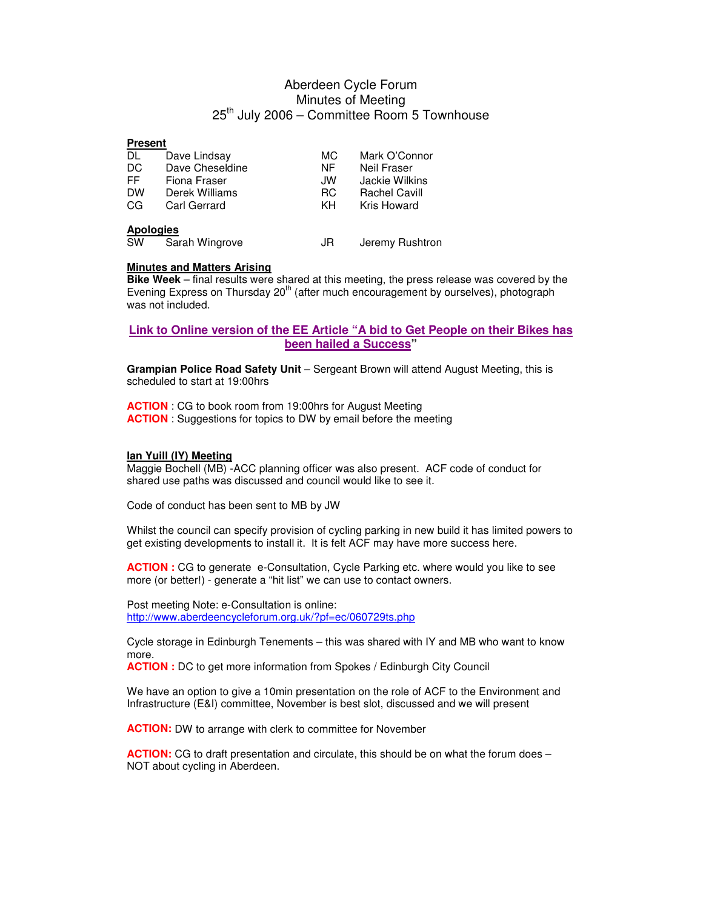# Aberdeen Cycle Forum
## Minutes of Meeting
### 25th July 2006 – Committee Room 5 Townhouse

**Present**

| | | | |
|---|---|---|---|
| DL | Dave Lindsay | MC | Mark O'Connor |
| DC | Dave Cheseldine | NF | Neil Fraser |
| FF | Fiona Fraser | JW | Jackie Wilkins |
| DW | Derek Williams | RC | Rachel Cavill |
| CG | Carl Gerrard | KH | Kris Howard |

**Apologies**

| | | | |
|---|---|---|---|
| SW | Sarah Wingrove | JR | Jeremy Rushtron |

**Minutes and Matters Arising**

**Bike Week** – final results were shared at this meeting, the press release was covered by the Evening Express on Thursday 20th (after much encouragement by ourselves), photograph was not included.

**Link to Online version of the EE Article "A bid to Get People on their Bikes has been hailed a Success"**

**Grampian Police Road Safety Unit** – Sergeant Brown will attend August Meeting, this is scheduled to start at 19:00hrs

**ACTION** : CG to book room from 19:00hrs for August Meeting
**ACTION** : Suggestions for topics to DW by email before the meeting

**Ian Yuill (IY) Meeting**

Maggie Bochell (MB) -ACC planning officer was also present. ACF code of conduct for shared use paths was discussed and council would like to see it.

Code of conduct has been sent to MB by JW

Whilst the council can specify provision of cycling parking in new build it has limited powers to get existing developments to install it. It is felt ACF may have more success here.

**ACTION :** CG to generate e-Consultation, Cycle Parking etc. where would you like to see more (or better!) - generate a "hit list" we can use to contact owners.

Post meeting Note: e-Consultation is online:
http://www.aberdeencycleforum.org.uk/?pf=ec/060729ts.php

Cycle storage in Edinburgh Tenements – this was shared with IY and MB who want to know more.
**ACTION :** DC to get more information from Spokes / Edinburgh City Council

We have an option to give a 10min presentation on the role of ACF to the Environment and Infrastructure (E&I) committee, November is best slot, discussed and we will present

**ACTION:** DW to arrange with clerk to committee for November

**ACTION:** CG to draft presentation and circulate, this should be on what the forum does – NOT about cycling in Aberdeen.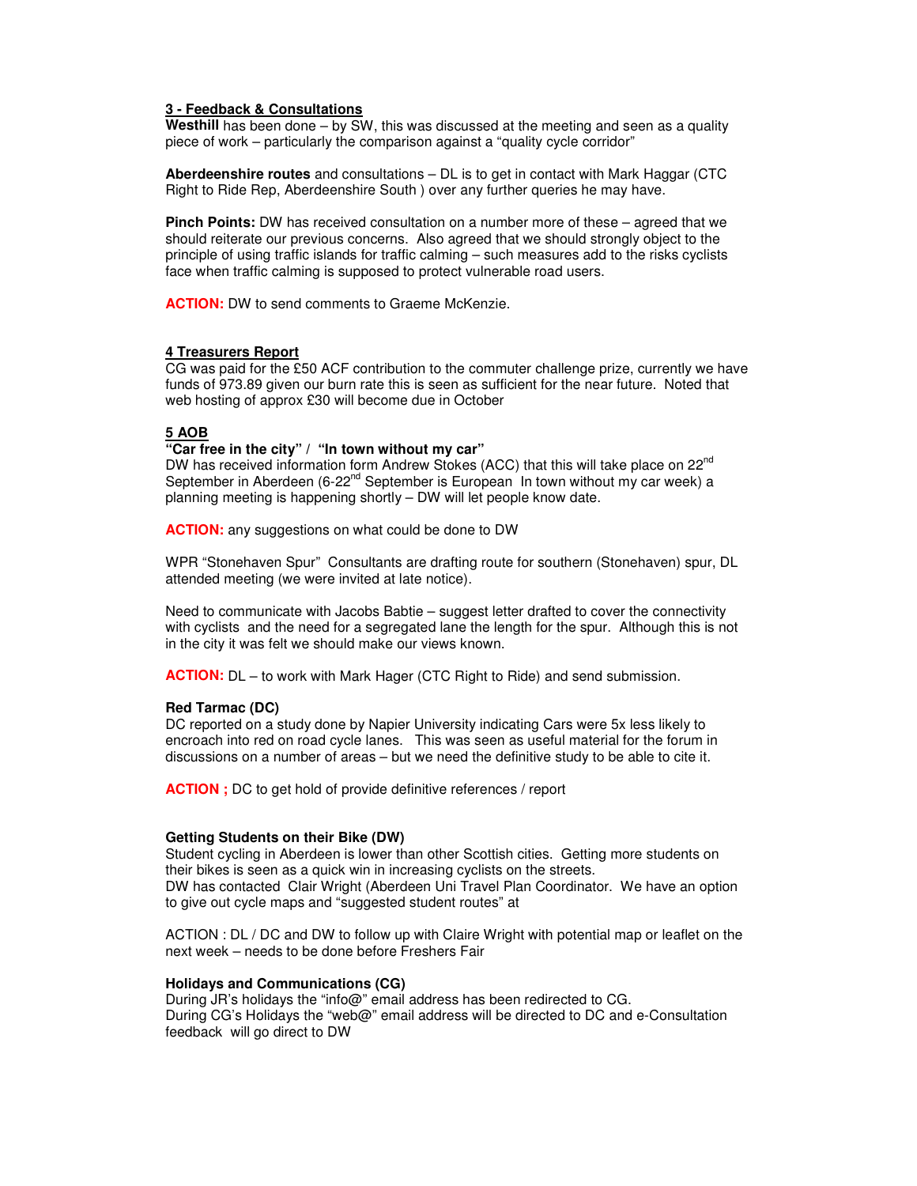**3 - Feedback & Consultations**

**Westhill** has been done – by SW, this was discussed at the meeting and seen as a quality piece of work – particularly the comparison against a "quality cycle corridor"

**Aberdeenshire routes** and consultations – DL is to get in contact with Mark Haggar (CTC Right to Ride Rep, Aberdeenshire South ) over any further queries he may have.

**Pinch Points:** DW has received consultation on a number more of these – agreed that we should reiterate our previous concerns. Also agreed that we should strongly object to the principle of using traffic islands for traffic calming – such measures add to the risks cyclists face when traffic calming is supposed to protect vulnerable road users.

**ACTION:** DW to send comments to Graeme McKenzie.

**4 Treasurers Report**

CG was paid for the £50 ACF contribution to the commuter challenge prize, currently we have funds of 973.89 given our burn rate this is seen as sufficient for the near future. Noted that web hosting of approx £30 will become due in October

**5 AOB**

**"Car free in the city" / "In town without my car"**

DW has received information form Andrew Stokes (ACC) that this will take place on 22nd September in Aberdeen (6-22nd September is European In town without my car week) a planning meeting is happening shortly – DW will let people know date.

**ACTION:** any suggestions on what could be done to DW

WPR "Stonehaven Spur" Consultants are drafting route for southern (Stonehaven) spur, DL attended meeting (we were invited at late notice).

Need to communicate with Jacobs Babtie – suggest letter drafted to cover the connectivity with cyclists and the need for a segregated lane the length for the spur. Although this is not in the city it was felt we should make our views known.

**ACTION:** DL – to work with Mark Hager (CTC Right to Ride) and send submission.

**Red Tarmac (DC)**

DC reported on a study done by Napier University indicating Cars were 5x less likely to encroach into red on road cycle lanes. This was seen as useful material for the forum in discussions on a number of areas – but we need the definitive study to be able to cite it.

**ACTION ;** DC to get hold of provide definitive references / report

**Getting Students on their Bike (DW)**

Student cycling in Aberdeen is lower than other Scottish cities. Getting more students on their bikes is seen as a quick win in increasing cyclists on the streets.
DW has contacted Clair Wright (Aberdeen Uni Travel Plan Coordinator. We have an option to give out cycle maps and "suggested student routes" at

ACTION : DL / DC and DW to follow up with Claire Wright with potential map or leaflet on the next week – needs to be done before Freshers Fair

**Holidays and Communications (CG)**

During JR's holidays the "info@" email address has been redirected to CG.
During CG's Holidays the "web@" email address will be directed to DC and e-Consultation feedback will go direct to DW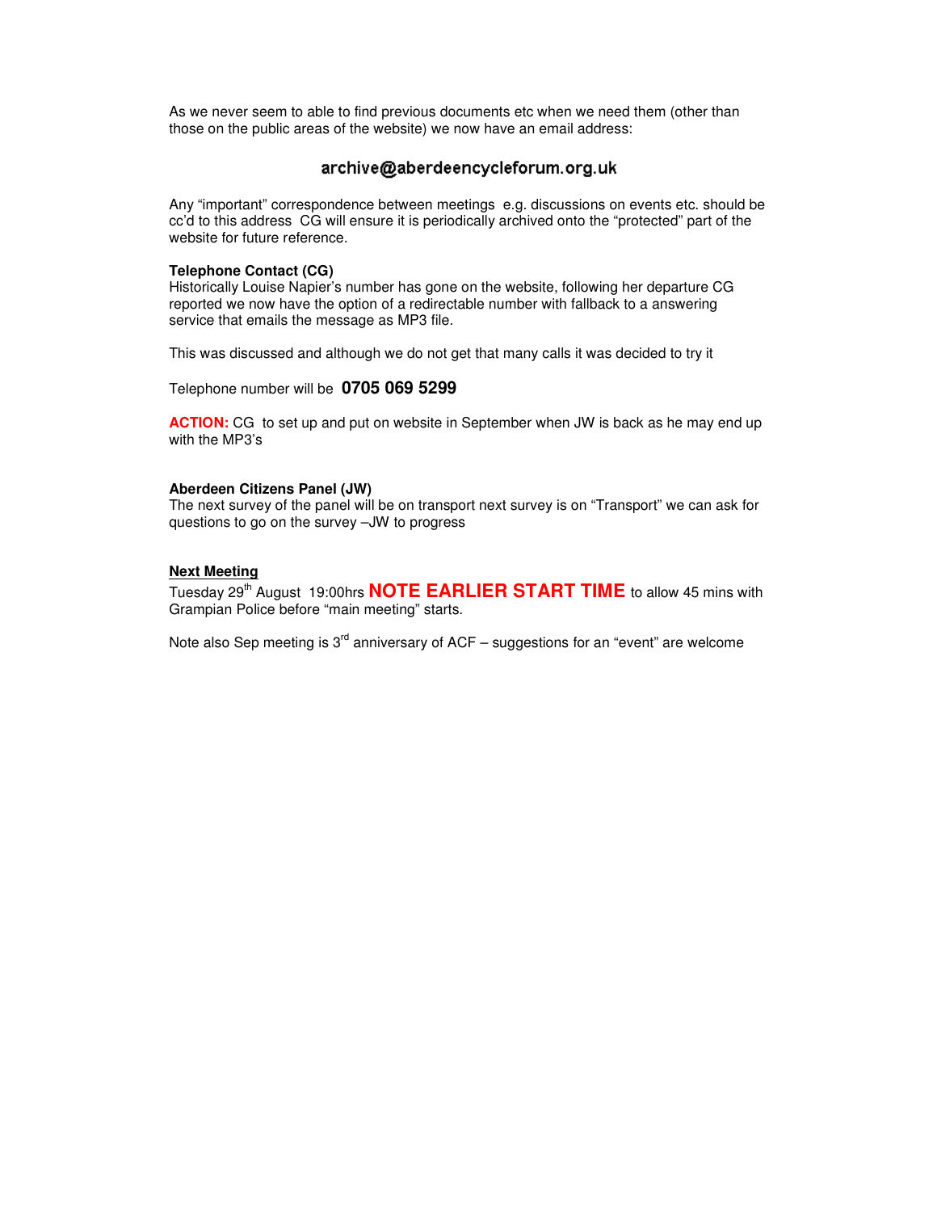As we never seem to able to find previous documents etc when we need them (other than those on the public areas of the website) we now have an email address:

**archive@aberdeencycleforum.org.uk**

Any "important" correspondence between meetings e.g. discussions on events etc. should be cc'd to this address CG will ensure it is periodically archived onto the "protected" part of the website for future reference.

**Telephone Contact (CG)**
Historically Louise Napier's number has gone on the website, following her departure CG reported we now have the option of a redirectable number with fallback to a answering service that emails the message as MP3 file.

This was discussed and although we do not get that many calls it was decided to try it

Telephone number will be **0705 069 5299**

**ACTION:** CG to set up and put on website in September when JW is back as he may end up with the MP3's

**Aberdeen Citizens Panel (JW)**
The next survey of the panel will be on transport next survey is on "Transport" we can ask for questions to go on the survey –JW to progress

**Next Meeting**
Tuesday 29th August 19:00hrs **NOTE EARLIER START TIME** to allow 45 mins with Grampian Police before "main meeting" starts.

Note also Sep meeting is 3rd anniversary of ACF – suggestions for an "event" are welcome